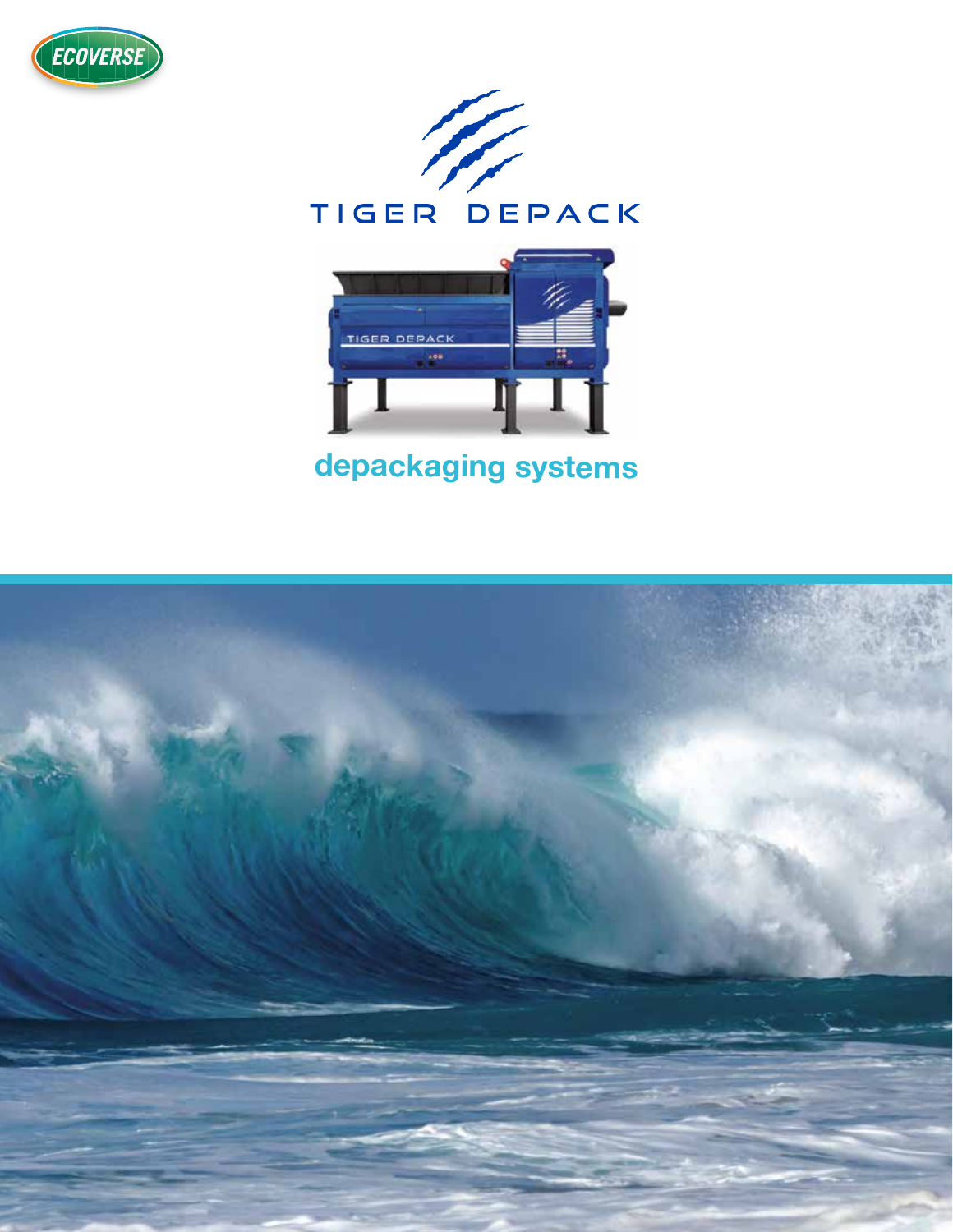ECOVERSE

# TIGER DEPACK

## depackaging systems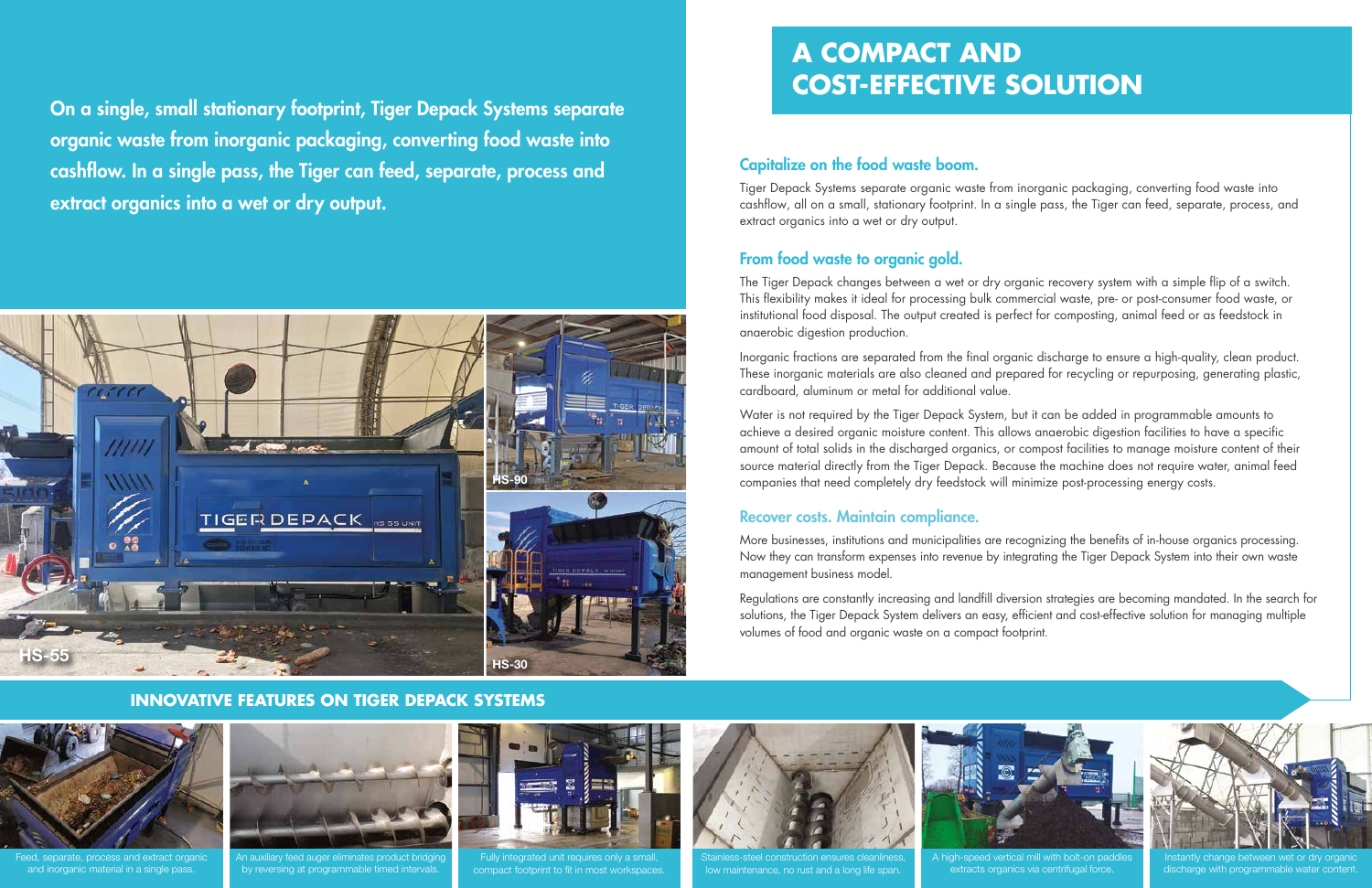On a single, small stationary footprint, Tiger Depack Systems separate organic waste from inorganic packaging, converting food waste into cashflow. In a single pass, the Tiger can feed, separate, process and extract organics into a wet or dry output.

HS-55

HS-90

HS-30

# A COMPACT AND COST-EFFECTIVE SOLUTION

## Capitalize on the food waste boom.

Tiger Depack Systems separate organic waste from inorganic packaging, converting food waste into cashflow, all on a small, stationary footprint. In a single pass, the Tiger can feed, separate, process, and extract organics into a wet or dry output.

## From food waste to organic gold.

The Tiger Depack changes between a wet or dry organic recovery system with a simple flip of a switch. This flexibility makes it ideal for processing bulk commercial waste, pre- or post-consumer food waste, or institutional food disposal. The output created is perfect for composting, animal feed or as feedstock in anaerobic digestion production.

Inorganic fractions are separated from the final organic discharge to ensure a high-quality, clean product. These inorganic materials are also cleaned and prepared for recycling or repurposing, generating plastic, cardboard, aluminum or metal for additional value.

Water is not required by the Tiger Depack System, but it can be added in programmable amounts to achieve a desired organic moisture content. This allows anaerobic digestion facilities to have a specific amount of total solids in the discharged organics, or compost facilities to manage moisture content of their source material directly from the Tiger Depack. Because the machine does not require water, animal feed companies that need completely dry feedstock will minimize post-processing energy costs.

## Recover costs. Maintain compliance.

More businesses, institutions and municipalities are recognizing the benefits of in-house organics processing. Now they can transform expenses into revenue by integrating the Tiger Depack System into their own waste management business model.

Regulations are constantly increasing and landfill diversion strategies are becoming mandated. In the search for solutions, the Tiger Depack System delivers an easy, efficient and cost-effective solution for managing multiple volumes of food and organic waste on a compact footprint.

## INNOVATIVE FEATURES ON TIGER DEPACK SYSTEMS

Feed, separate, process and extract organic and inorganic material in a single pass.

An auxiliary feed auger eliminates product bridging by reversing at programmable timed intervals.

Fully integrated unit requires only a small, compact footprint to fit in most workspaces.

Stainless-steel construction ensures cleanliness, low maintenance, no rust and a long life span.

A high-speed vertical mill with bolt-on paddles extracts organics via centrifugal force.

Instantly change between wet or dry organic discharge with programmable water content.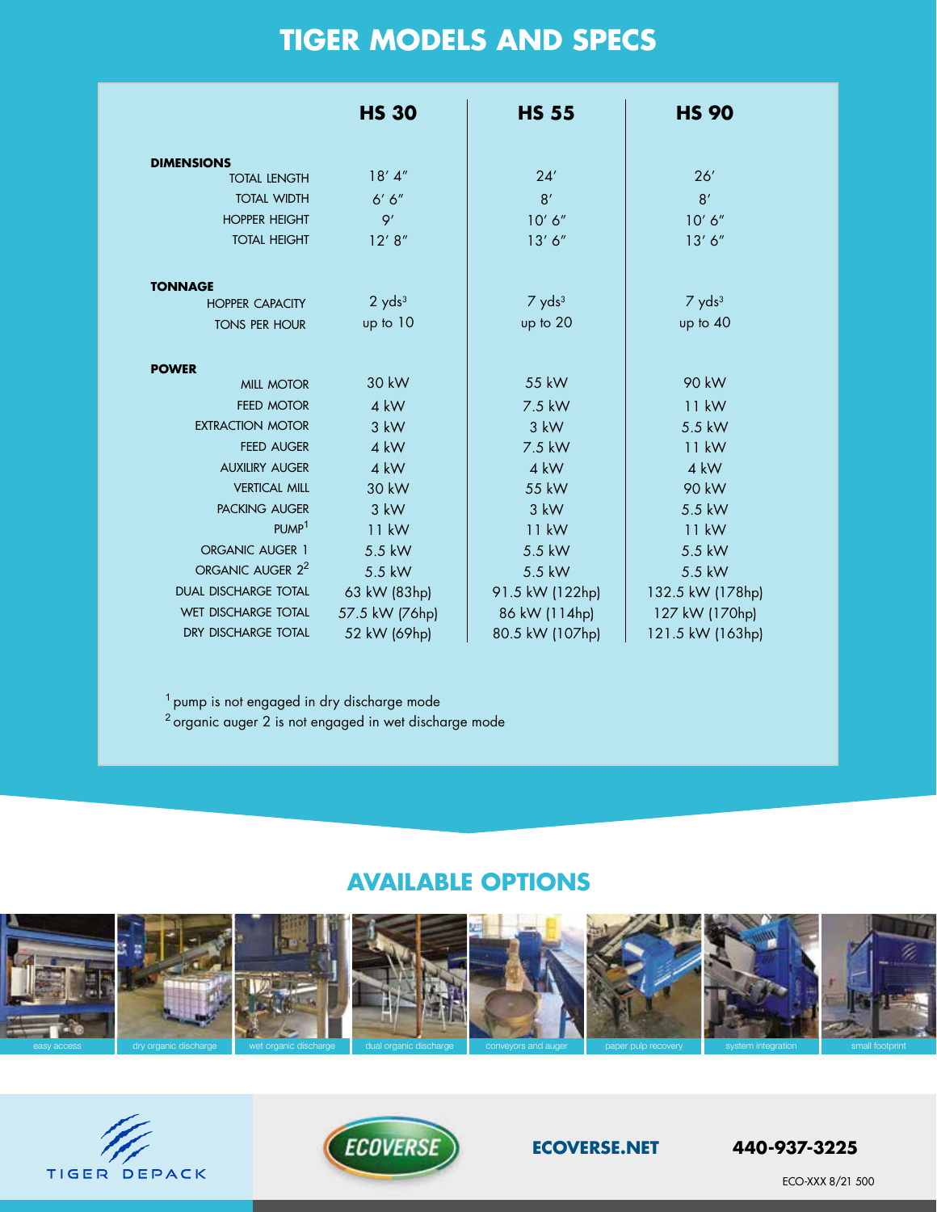# TIGER MODELS AND SPECS

| | HS 30 | HS 55 | HS 90 |
|---|---|---|---|
| **DIMENSIONS** | | | |
| TOTAL LENGTH | 18′ 4″ | 24′ | 26′ |
| TOTAL WIDTH | 6′ 6″ | 8′ | 8′ |
| HOPPER HEIGHT | 9′ | 10′ 6″ | 10′ 6″ |
| TOTAL HEIGHT | 12′ 8″ | 13′ 6″ | 13′ 6″ |
| **TONNAGE** | | | |
| HOPPER CAPACITY | 2 $yds^3$ | 7 $yds^3$ | 7 $yds^3$ |
| TONS PER HOUR | up to 10 | up to 20 | up to 40 |
| **POWER** | | | |
| MILL MOTOR | 30 kW | 55 kW | 90 kW |
| FEED MOTOR | 4 kW | 7.5 kW | 11 kW |
| EXTRACTION MOTOR | 3 kW | 3 kW | 5.5 kW |
| FEED AUGER | 4 kW | 7.5 kW | 11 kW |
| AUXILIRY AUGER | 4 kW | 4 kW | 4 kW |
| VERTICAL MILL | 30 kW | 55 kW | 90 kW |
| PACKING AUGER | 3 kW | 3 kW | 5.5 kW |
| PUMP[1] | 11 kW | 11 kW | 11 kW |
| ORGANIC AUGER 1 | 5.5 kW | 5.5 kW | 5.5 kW |
| ORGANIC AUGER 2[2] | 5.5 kW | 5.5 kW | 5.5 kW |
| DUAL DISCHARGE TOTAL | 63 kW (83hp) | 91.5 kW (122hp) | 132.5 kW (178hp) |
| WET DISCHARGE TOTAL | 57.5 kW (76hp) | 86 kW (114hp) | 127 kW (170hp) |
| DRY DISCHARGE TOTAL | 52 kW (69hp) | 80.5 kW (107hp) | 121.5 kW (163hp) |

[1] pump is not engaged in dry discharge mode
[2] organic auger 2 is not engaged in wet discharge mode

## AVAILABLE OPTIONS

easy access | dry organic discharge | wet organic discharge | dual organic discharge | conveyors and auger | paper pulp recovery | system integration | small footprint

TIGER DEPACK

ECOVERSE

**ECOVERSE.NET**

**440-937-3225**

ECO-XXX 8/21 500